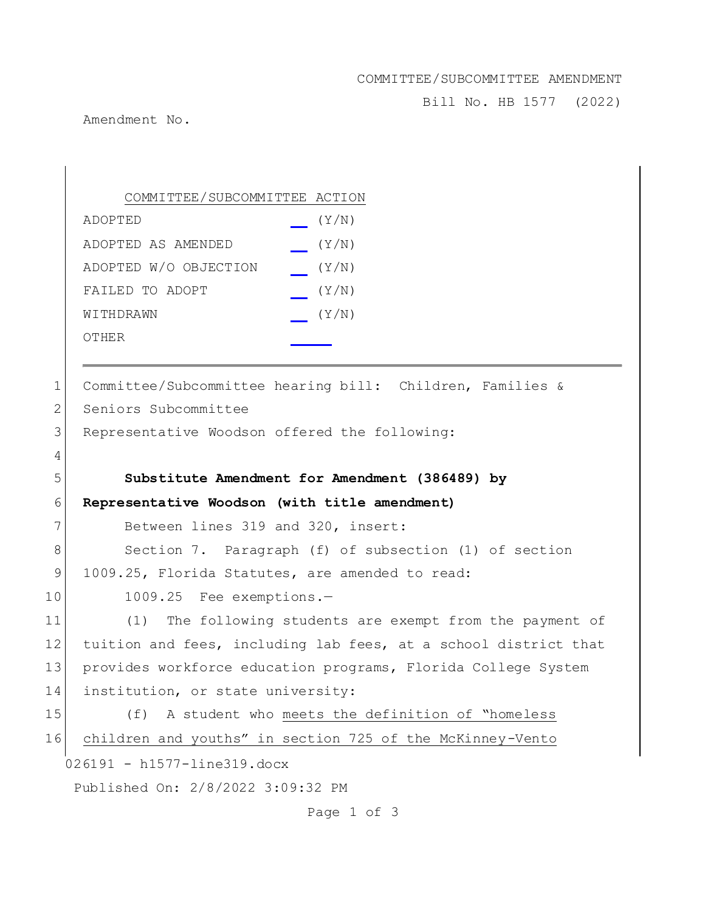COMMITTEE/SUBCOMMITTEE AMENDMENT

Bill No. HB 1577 (2022)

Amendment No.

COMMITTEE/SUBCOMMITTEE ACTION

| | |
|---|---|
| ADOPTED | __ (Y/N) |
| ADOPTED AS AMENDED | __ (Y/N) |
| ADOPTED W/O OBJECTION | __ (Y/N) |
| FAILED TO ADOPT | __ (Y/N) |
| WITHDRAWN | __ (Y/N) |
| OTHER | ____ |

1 Committee/Subcommittee hearing bill: Children, Families &
2 Seniors Subcommittee
3 Representative Woodson offered the following:
4
5 **Substitute Amendment for Amendment (386489) by**
6 **Representative Woodson (with title amendment)**
7 Between lines 319 and 320, insert:
8 Section 7. Paragraph (f) of subsection (1) of section
9 1009.25, Florida Statutes, are amended to read:
10 1009.25 Fee exemptions.—
11 (1) The following students are exempt from the payment of
12 tuition and fees, including lab fees, at a school district that
13 provides workforce education programs, Florida College System
14 institution, or state university:
15 (f) A student who <u>meets the definition of "homeless</u>
16 <u>children and youths" in section 725 of the McKinney-Vento</u>

026191 - h1577-line319.docx

Published On: 2/8/2022 3:09:32 PM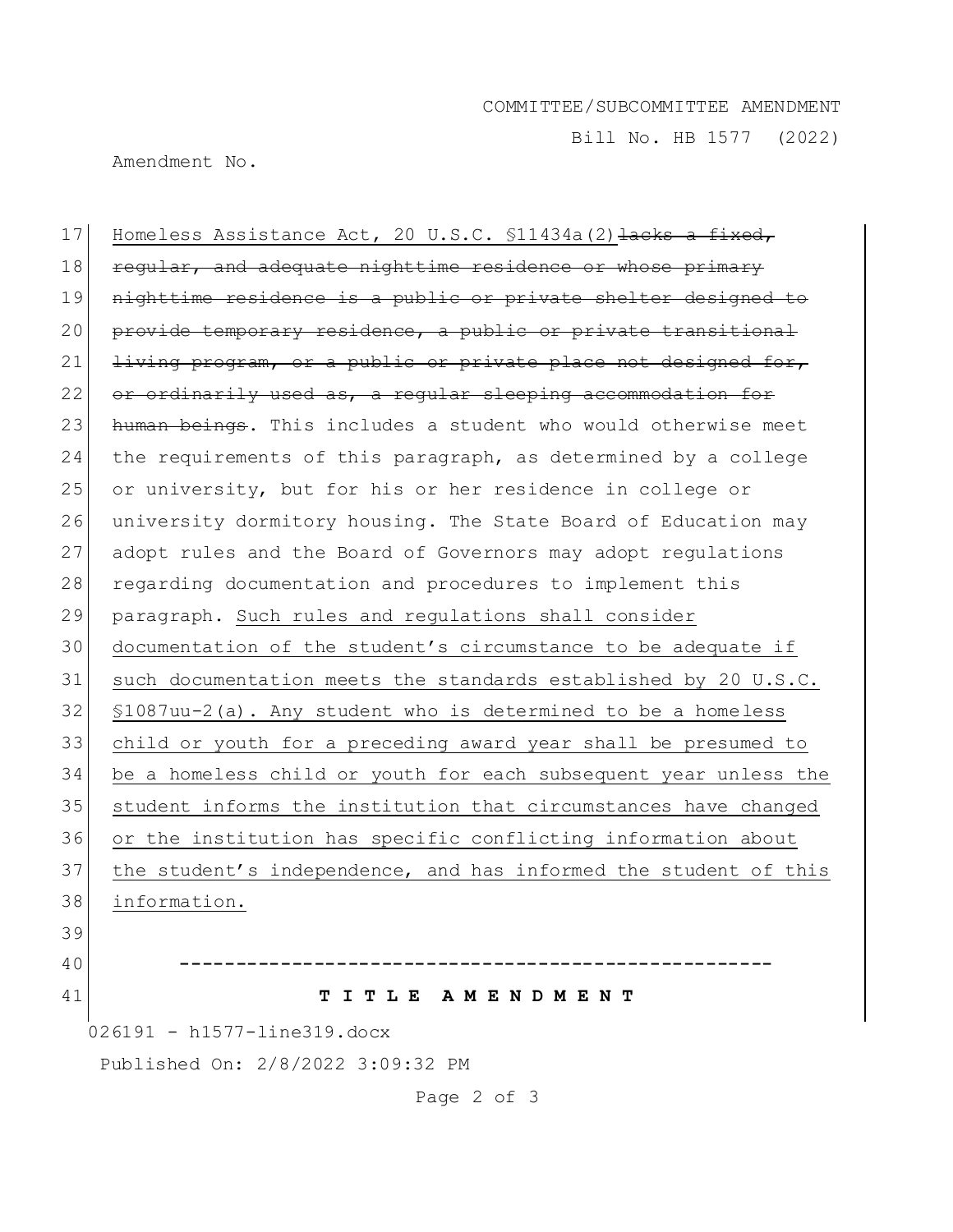Homeless Assistance Act, 20 U.S.C. §11434a(2) ~~lacks a fixed, regular, and adequate nighttime residence or whose primary nighttime residence is a public or private shelter designed to provide temporary residence, a public or private transitional living program, or a public or private place not designed for, or ordinarily used as, a regular sleeping accommodation for human beings~~. This includes a student who would otherwise meet the requirements of this paragraph, as determined by a college or university, but for his or her residence in college or university dormitory housing. The State Board of Education may adopt rules and the Board of Governors may adopt regulations regarding documentation and procedures to implement this paragraph. <u>Such rules and regulations shall consider documentation of the student's circumstance to be adequate if such documentation meets the standards established by 20 U.S.C. §1087uu-2(a). Any student who is determined to be a homeless child or youth for a preceding award year shall be presumed to be a homeless child or youth for each subsequent year unless the student informs the institution that circumstances have changed or the institution has specific conflicting information about the student's independence, and has informed the student of this information.</u>

-----------------------------------------------------

**T I T L E A M E N D M E N T**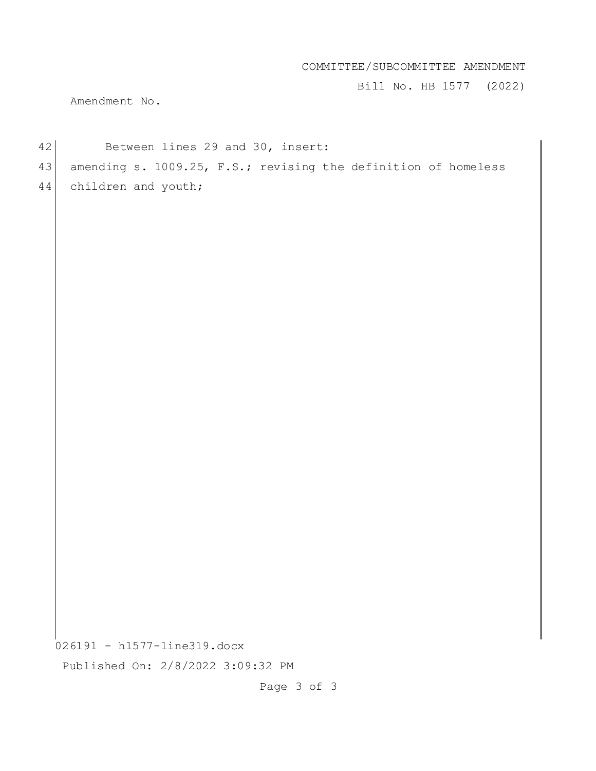COMMITTEE/SUBCOMMITTEE AMENDMENT

Bill No. HB 1577 (2022)

Amendment No.

42 Between lines 29 and 30, insert:

43 amending s. 1009.25, F.S.; revising the definition of homeless

44 children and youth;

026191 - h1577-line319.docx

Published On: 2/8/2022 3:09:32 PM